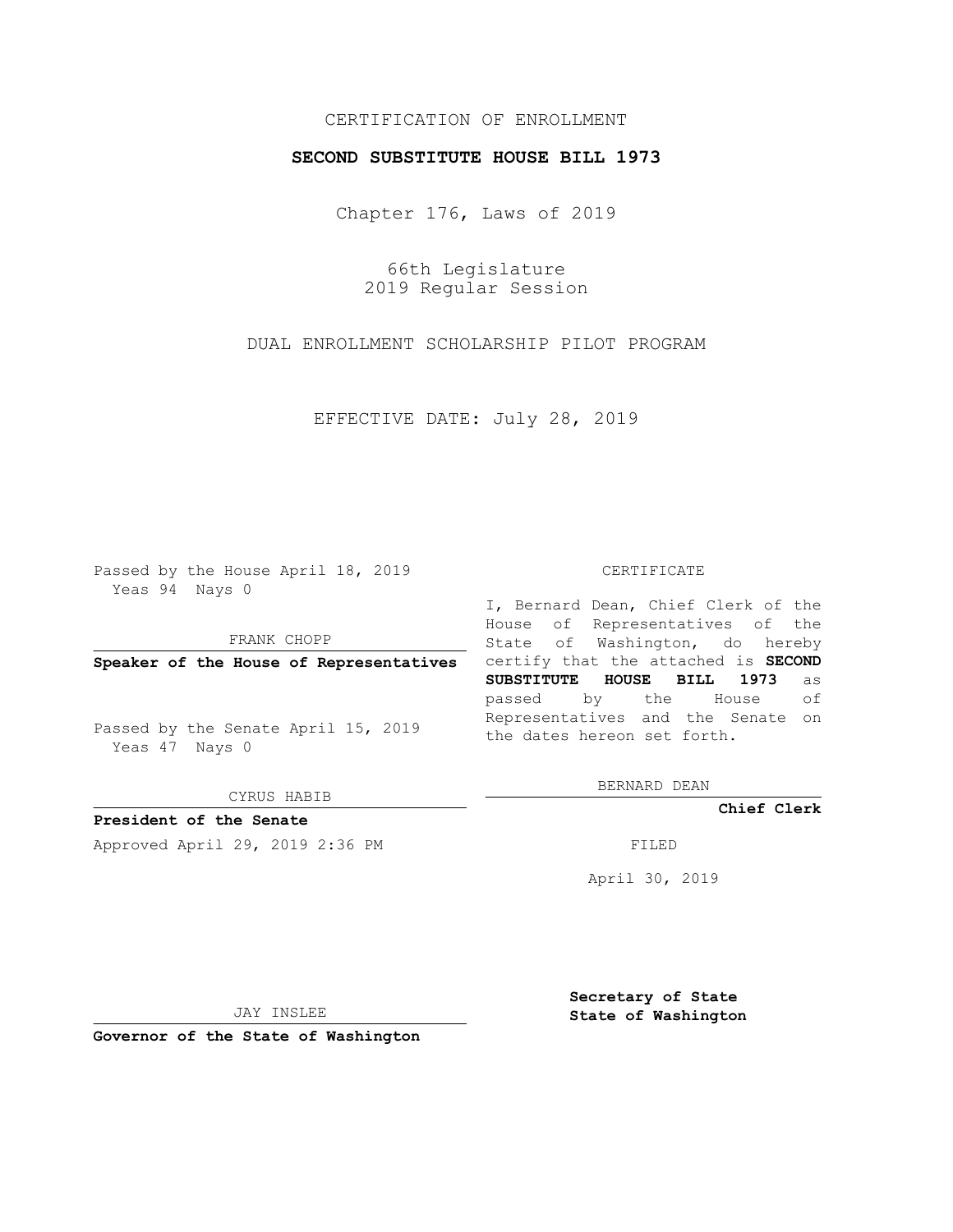CERTIFICATION OF ENROLLMENT

# SECOND SUBSTITUTE HOUSE BILL 1973

Chapter 176, Laws of 2019

66th Legislature
2019 Regular Session

DUAL ENROLLMENT SCHOLARSHIP PILOT PROGRAM

EFFECTIVE DATE: July 28, 2019

Passed by the House April 18, 2019
Yeas 94 Nays 0

FRANK CHOPP

**Speaker of the House of Representatives**

Passed by the Senate April 15, 2019
Yeas 47 Nays 0

CYRUS HABIB

**President of the Senate**

Approved April 29, 2019 2:36 PM

JAY INSLEE

**Governor of the State of Washington**

CERTIFICATE

I, Bernard Dean, Chief Clerk of the House of Representatives of the State of Washington, do hereby certify that the attached is **SECOND SUBSTITUTE HOUSE BILL 1973** as passed by the House of Representatives and the Senate on the dates hereon set forth.

BERNARD DEAN

**Chief Clerk**

FILED

April 30, 2019

**Secretary of State**
**State of Washington**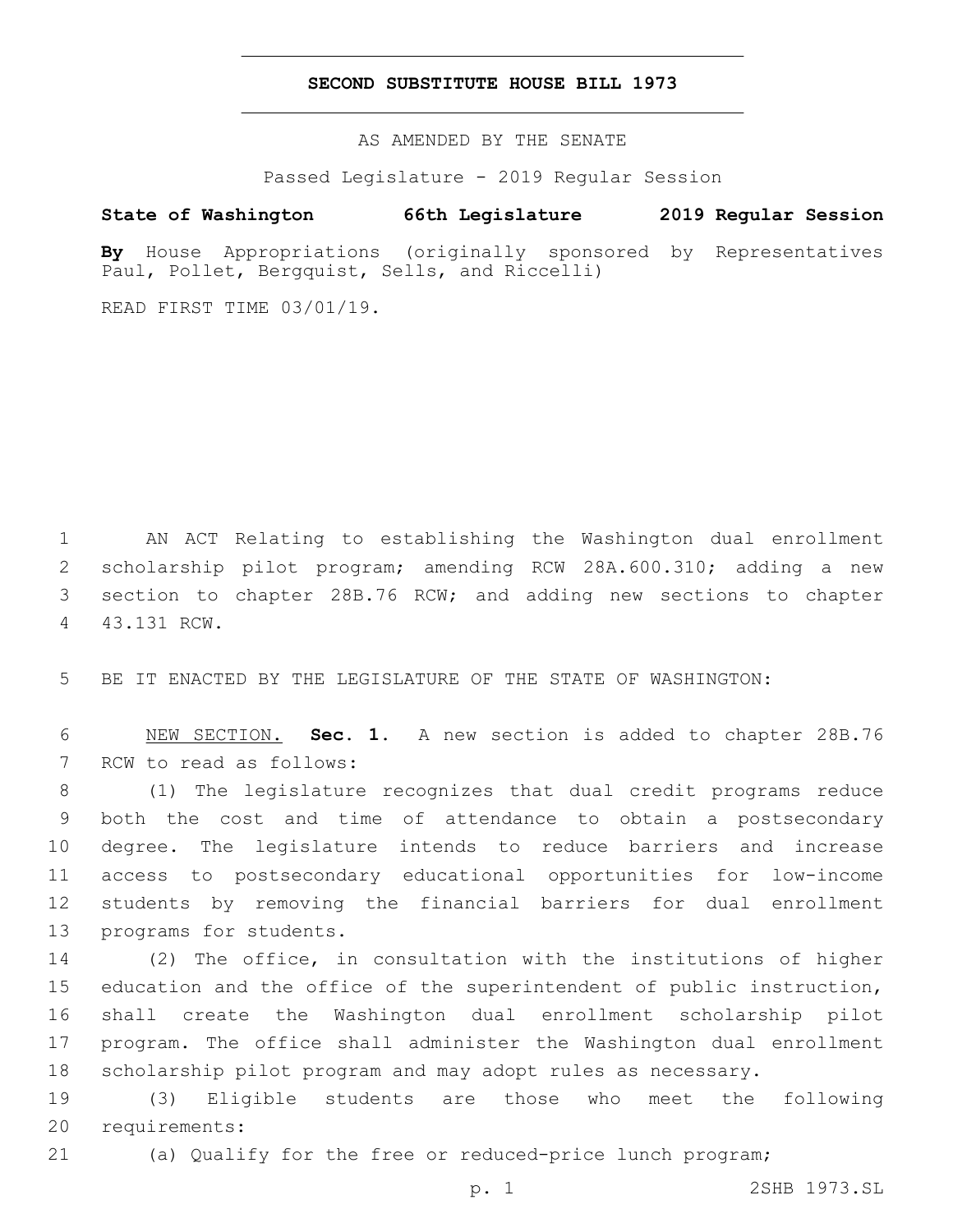# SECOND SUBSTITUTE HOUSE BILL 1973

AS AMENDED BY THE SENATE

Passed Legislature - 2019 Regular Session

**State of Washington 66th Legislature 2019 Regular Session**

**By** House Appropriations (originally sponsored by Representatives Paul, Pollet, Bergquist, Sells, and Riccelli)

READ FIRST TIME 03/01/19.

AN ACT Relating to establishing the Washington dual enrollment scholarship pilot program; amending RCW 28A.600.310; adding a new section to chapter 28B.76 RCW; and adding new sections to chapter 43.131 RCW.

BE IT ENACTED BY THE LEGISLATURE OF THE STATE OF WASHINGTON:

NEW SECTION. **Sec. 1.** A new section is added to chapter 28B.76 RCW to read as follows:

(1) The legislature recognizes that dual credit programs reduce both the cost and time of attendance to obtain a postsecondary degree. The legislature intends to reduce barriers and increase access to postsecondary educational opportunities for low-income students by removing the financial barriers for dual enrollment programs for students.

(2) The office, in consultation with the institutions of higher education and the office of the superintendent of public instruction, shall create the Washington dual enrollment scholarship pilot program. The office shall administer the Washington dual enrollment scholarship pilot program and may adopt rules as necessary.

(3) Eligible students are those who meet the following requirements:

(a) Qualify for the free or reduced-price lunch program;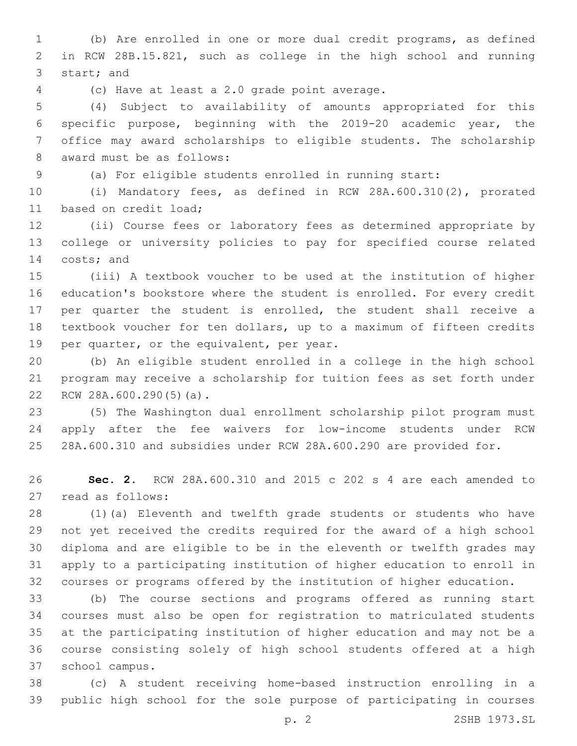(b) Are enrolled in one or more dual credit programs, as defined in RCW 28B.15.821, such as college in the high school and running start; and

(c) Have at least a 2.0 grade point average.

(4) Subject to availability of amounts appropriated for this specific purpose, beginning with the 2019-20 academic year, the office may award scholarships to eligible students. The scholarship award must be as follows:

(a) For eligible students enrolled in running start:

(i) Mandatory fees, as defined in RCW 28A.600.310(2), prorated based on credit load;

(ii) Course fees or laboratory fees as determined appropriate by college or university policies to pay for specified course related costs; and

(iii) A textbook voucher to be used at the institution of higher education's bookstore where the student is enrolled. For every credit per quarter the student is enrolled, the student shall receive a textbook voucher for ten dollars, up to a maximum of fifteen credits per quarter, or the equivalent, per year.

(b) An eligible student enrolled in a college in the high school program may receive a scholarship for tuition fees as set forth under RCW 28A.600.290(5)(a).

(5) The Washington dual enrollment scholarship pilot program must apply after the fee waivers for low-income students under RCW 28A.600.310 and subsidies under RCW 28A.600.290 are provided for.

**Sec. 2.** RCW 28A.600.310 and 2015 c 202 s 4 are each amended to read as follows:

(1)(a) Eleventh and twelfth grade students or students who have not yet received the credits required for the award of a high school diploma and are eligible to be in the eleventh or twelfth grades may apply to a participating institution of higher education to enroll in courses or programs offered by the institution of higher education.

(b) The course sections and programs offered as running start courses must also be open for registration to matriculated students at the participating institution of higher education and may not be a course consisting solely of high school students offered at a high school campus.

(c) A student receiving home-based instruction enrolling in a public high school for the sole purpose of participating in courses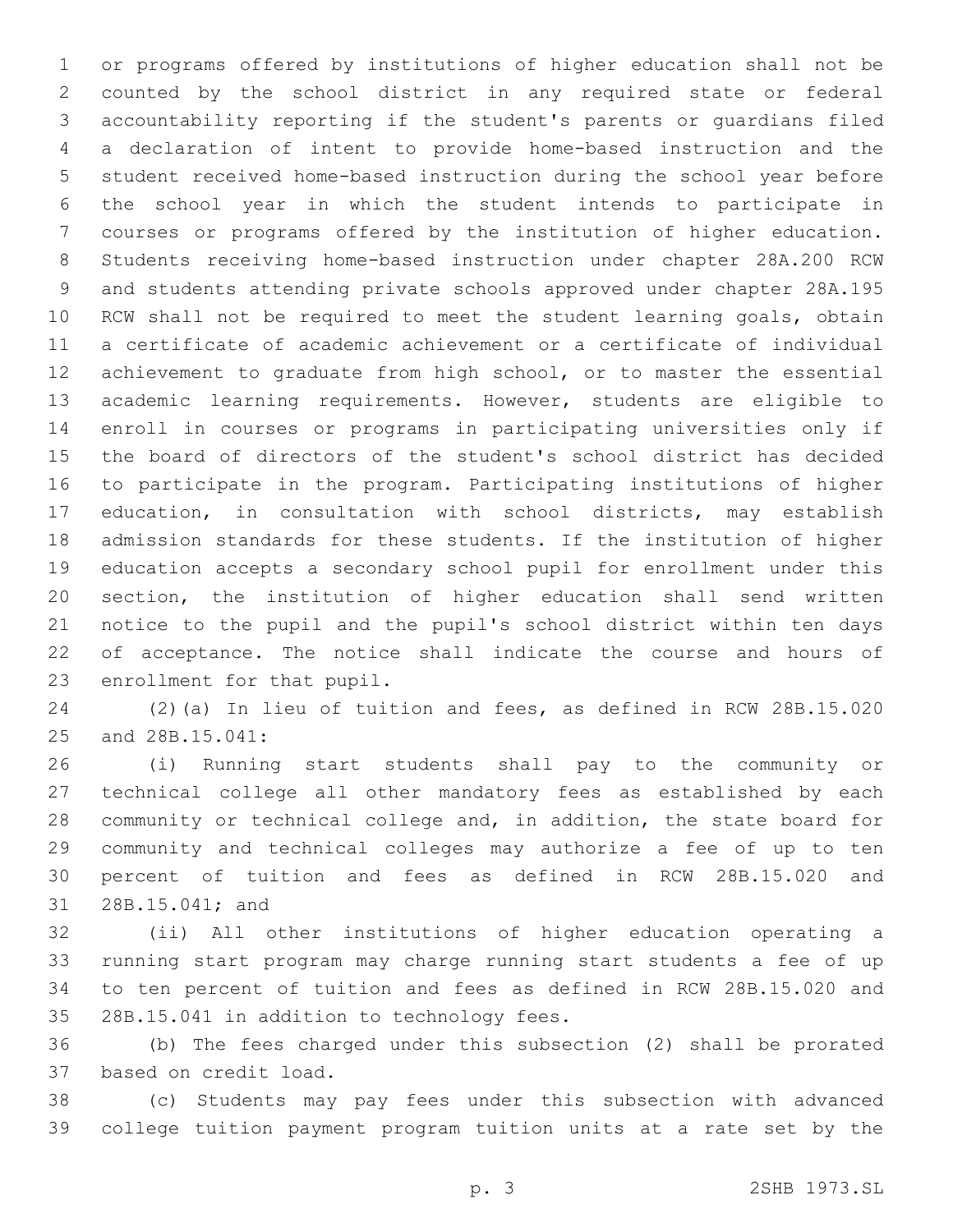or programs offered by institutions of higher education shall not be counted by the school district in any required state or federal accountability reporting if the student's parents or guardians filed a declaration of intent to provide home-based instruction and the student received home-based instruction during the school year before the school year in which the student intends to participate in courses or programs offered by the institution of higher education. Students receiving home-based instruction under chapter 28A.200 RCW and students attending private schools approved under chapter 28A.195 RCW shall not be required to meet the student learning goals, obtain a certificate of academic achievement or a certificate of individual achievement to graduate from high school, or to master the essential academic learning requirements. However, students are eligible to enroll in courses or programs in participating universities only if the board of directors of the student's school district has decided to participate in the program. Participating institutions of higher education, in consultation with school districts, may establish admission standards for these students. If the institution of higher education accepts a secondary school pupil for enrollment under this section, the institution of higher education shall send written notice to the pupil and the pupil's school district within ten days of acceptance. The notice shall indicate the course and hours of enrollment for that pupil.

(2)(a) In lieu of tuition and fees, as defined in RCW 28B.15.020 and 28B.15.041:

(i) Running start students shall pay to the community or technical college all other mandatory fees as established by each community or technical college and, in addition, the state board for community and technical colleges may authorize a fee of up to ten percent of tuition and fees as defined in RCW 28B.15.020 and 28B.15.041; and

(ii) All other institutions of higher education operating a running start program may charge running start students a fee of up to ten percent of tuition and fees as defined in RCW 28B.15.020 and 28B.15.041 in addition to technology fees.

(b) The fees charged under this subsection (2) shall be prorated based on credit load.

(c) Students may pay fees under this subsection with advanced college tuition payment program tuition units at a rate set by the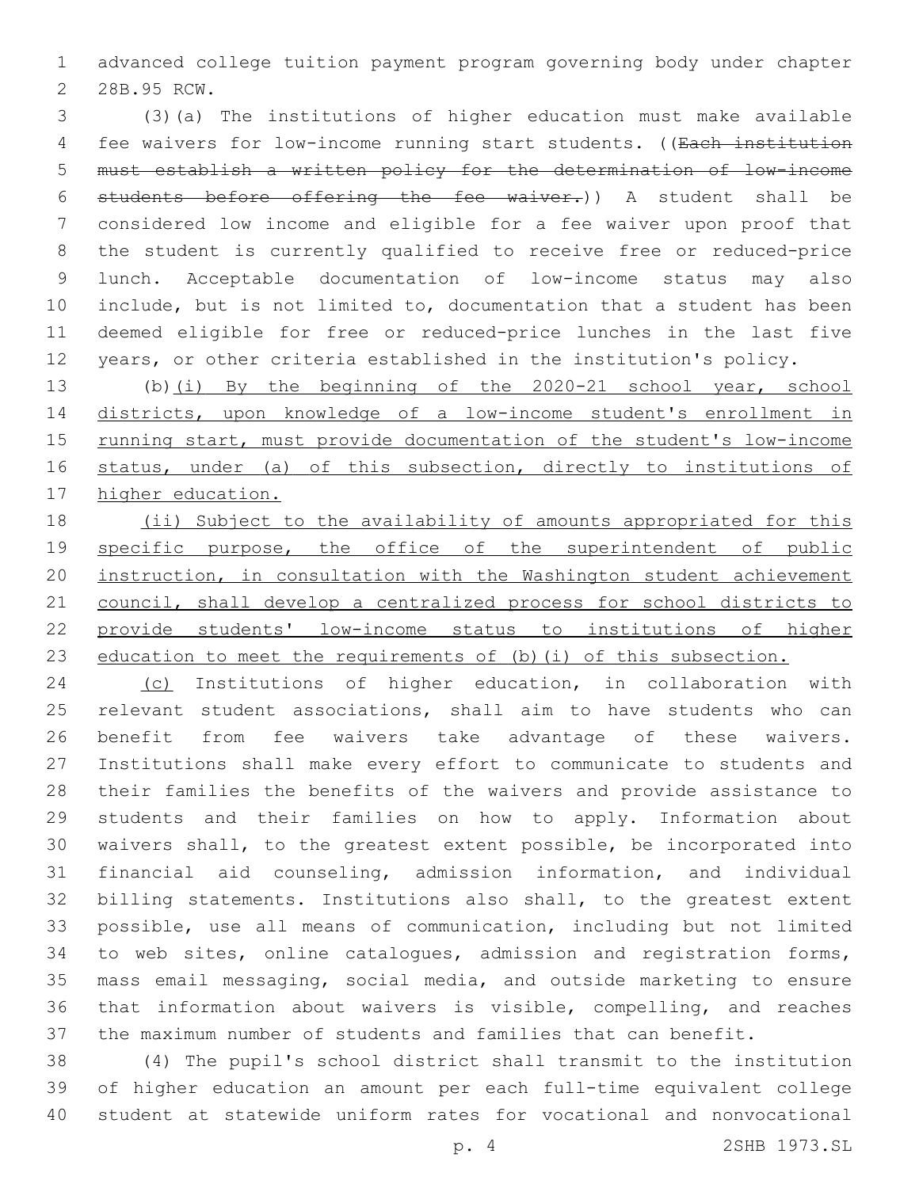advanced college tuition payment program governing body under chapter 28B.95 RCW.

(3)(a) The institutions of higher education must make available fee waivers for low-income running start students. ((~~Each institution must establish a written policy for the determination of low-income students before offering the fee waiver.~~)) A student shall be considered low income and eligible for a fee waiver upon proof that the student is currently qualified to receive free or reduced-price lunch. Acceptable documentation of low-income status may also include, but is not limited to, documentation that a student has been deemed eligible for free or reduced-price lunches in the last five years, or other criteria established in the institution's policy.

(b)<u>(i) By the beginning of the 2020-21 school year, school districts, upon knowledge of a low-income student's enrollment in running start, must provide documentation of the student's low-income status, under (a) of this subsection, directly to institutions of higher education.</u>

<u>(ii) Subject to the availability of amounts appropriated for this specific purpose, the office of the superintendent of public instruction, in consultation with the Washington student achievement council, shall develop a centralized process for school districts to provide students' low-income status to institutions of higher education to meet the requirements of (b)(i) of this subsection.</u>

<u>(c)</u> Institutions of higher education, in collaboration with relevant student associations, shall aim to have students who can benefit from fee waivers take advantage of these waivers. Institutions shall make every effort to communicate to students and their families the benefits of the waivers and provide assistance to students and their families on how to apply. Information about waivers shall, to the greatest extent possible, be incorporated into financial aid counseling, admission information, and individual billing statements. Institutions also shall, to the greatest extent possible, use all means of communication, including but not limited to web sites, online catalogues, admission and registration forms, mass email messaging, social media, and outside marketing to ensure that information about waivers is visible, compelling, and reaches the maximum number of students and families that can benefit.

(4) The pupil's school district shall transmit to the institution of higher education an amount per each full-time equivalent college student at statewide uniform rates for vocational and nonvocational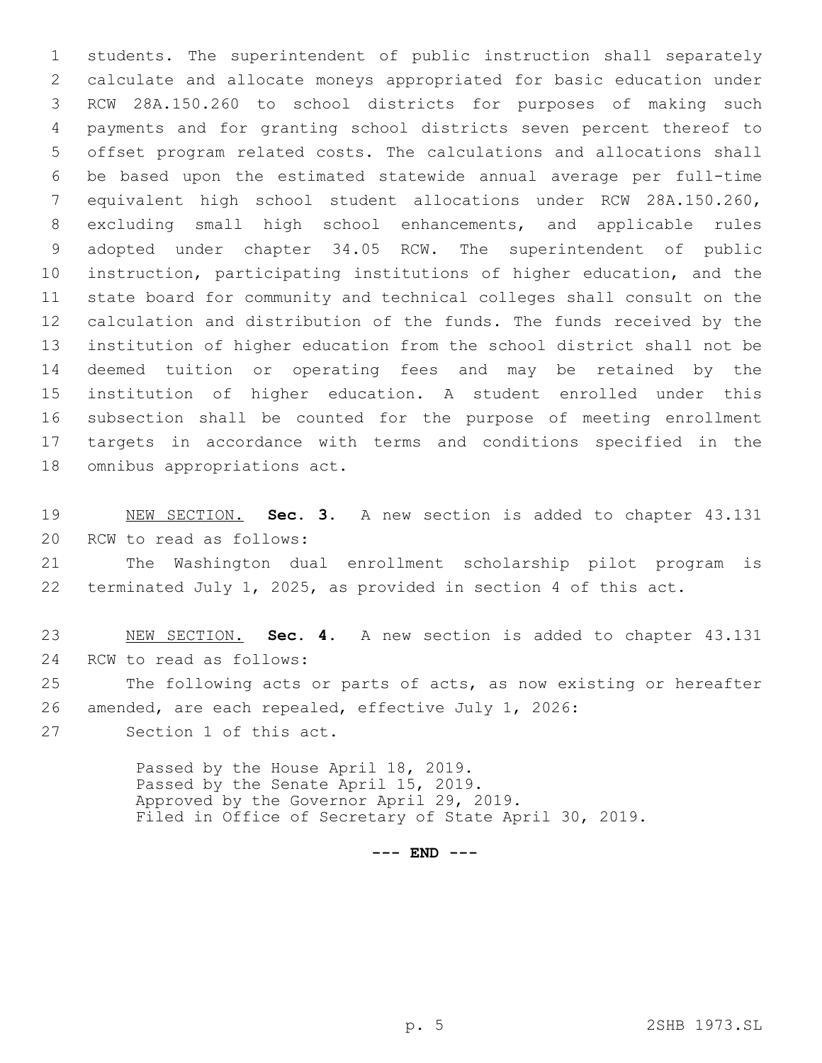students. The superintendent of public instruction shall separately calculate and allocate moneys appropriated for basic education under RCW 28A.150.260 to school districts for purposes of making such payments and for granting school districts seven percent thereof to offset program related costs. The calculations and allocations shall be based upon the estimated statewide annual average per full-time equivalent high school student allocations under RCW 28A.150.260, excluding small high school enhancements, and applicable rules adopted under chapter 34.05 RCW. The superintendent of public instruction, participating institutions of higher education, and the state board for community and technical colleges shall consult on the calculation and distribution of the funds. The funds received by the institution of higher education from the school district shall not be deemed tuition or operating fees and may be retained by the institution of higher education. A student enrolled under this subsection shall be counted for the purpose of meeting enrollment targets in accordance with terms and conditions specified in the omnibus appropriations act.

NEW SECTION. **Sec. 3.** A new section is added to chapter 43.131 RCW to read as follows:

The Washington dual enrollment scholarship pilot program is terminated July 1, 2025, as provided in section 4 of this act.

NEW SECTION. **Sec. 4.** A new section is added to chapter 43.131 RCW to read as follows:

The following acts or parts of acts, as now existing or hereafter amended, are each repealed, effective July 1, 2026:

Section 1 of this act.

Passed by the House April 18, 2019.
Passed by the Senate April 15, 2019.
Approved by the Governor April 29, 2019.
Filed in Office of Secretary of State April 30, 2019.

**--- END ---**